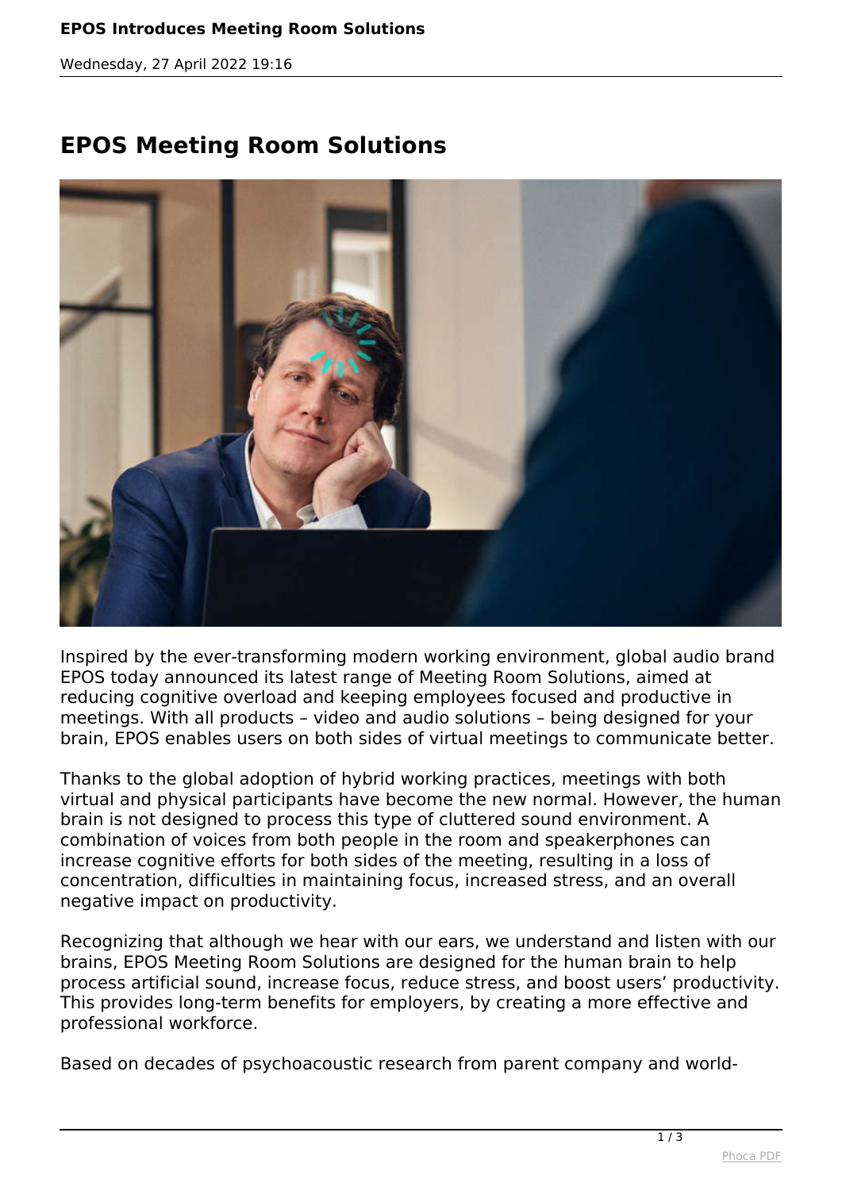# EPOS Meeting Room Solutions

Inspired by the ever-transforming modern working environment, global audio brand EPOS today announced its latest range of Meeting Room Solutions, aimed at reducing cognitive overload and keeping employees focused and productive in meetings. With all products – video and audio solutions – being designed for your brain, EPOS enables users on both sides of virtual meetings to communicate better.

Thanks to the global adoption of hybrid working practices, meetings with both virtual and physical participants have become the new normal. However, the human brain is not designed to process this type of cluttered sound environment. A combination of voices from both people in the room and speakerphones can increase cognitive efforts for both sides of the meeting, resulting in a loss of concentration, difficulties in maintaining focus, increased stress, and an overall negative impact on productivity.

Recognizing that although we hear with our ears, we understand and listen with our brains, EPOS Meeting Room Solutions are designed for the human brain to help process artificial sound, increase focus, reduce stress, and boost users' productivity. This provides long-term benefits for employers, by creating a more effective and professional workforce.

Based on decades of psychoacoustic research from parent company and world-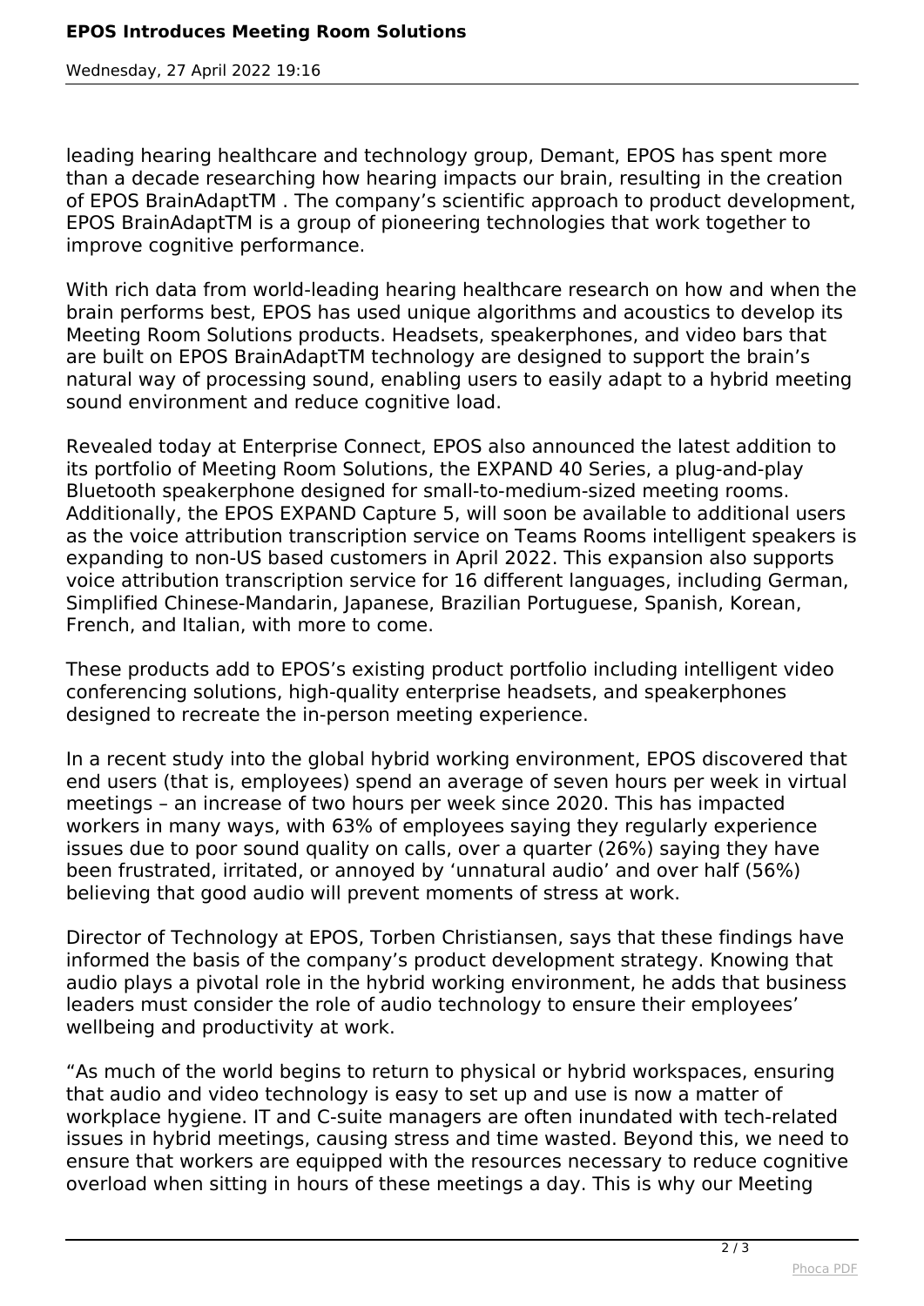leading hearing healthcare and technology group, Demant, EPOS has spent more than a decade researching how hearing impacts our brain, resulting in the creation of EPOS BrainAdaptTM . The company's scientific approach to product development, EPOS BrainAdaptTM is a group of pioneering technologies that work together to improve cognitive performance.

With rich data from world-leading hearing healthcare research on how and when the brain performs best, EPOS has used unique algorithms and acoustics to develop its Meeting Room Solutions products. Headsets, speakerphones, and video bars that are built on EPOS BrainAdaptTM technology are designed to support the brain's natural way of processing sound, enabling users to easily adapt to a hybrid meeting sound environment and reduce cognitive load.

Revealed today at Enterprise Connect, EPOS also announced the latest addition to its portfolio of Meeting Room Solutions, the EXPAND 40 Series, a plug-and-play Bluetooth speakerphone designed for small-to-medium-sized meeting rooms. Additionally, the EPOS EXPAND Capture 5, will soon be available to additional users as the voice attribution transcription service on Teams Rooms intelligent speakers is expanding to non-US based customers in April 2022. This expansion also supports voice attribution transcription service for 16 different languages, including German, Simplified Chinese-Mandarin, Japanese, Brazilian Portuguese, Spanish, Korean, French, and Italian, with more to come.

These products add to EPOS's existing product portfolio including intelligent video conferencing solutions, high-quality enterprise headsets, and speakerphones designed to recreate the in-person meeting experience.

In a recent study into the global hybrid working environment, EPOS discovered that end users (that is, employees) spend an average of seven hours per week in virtual meetings – an increase of two hours per week since 2020. This has impacted workers in many ways, with 63% of employees saying they regularly experience issues due to poor sound quality on calls, over a quarter (26%) saying they have been frustrated, irritated, or annoyed by 'unnatural audio' and over half (56%) believing that good audio will prevent moments of stress at work.

Director of Technology at EPOS, Torben Christiansen, says that these findings have informed the basis of the company's product development strategy. Knowing that audio plays a pivotal role in the hybrid working environment, he adds that business leaders must consider the role of audio technology to ensure their employees' wellbeing and productivity at work.

"As much of the world begins to return to physical or hybrid workspaces, ensuring that audio and video technology is easy to set up and use is now a matter of workplace hygiene. IT and C-suite managers are often inundated with tech-related issues in hybrid meetings, causing stress and time wasted. Beyond this, we need to ensure that workers are equipped with the resources necessary to reduce cognitive overload when sitting in hours of these meetings a day. This is why our Meeting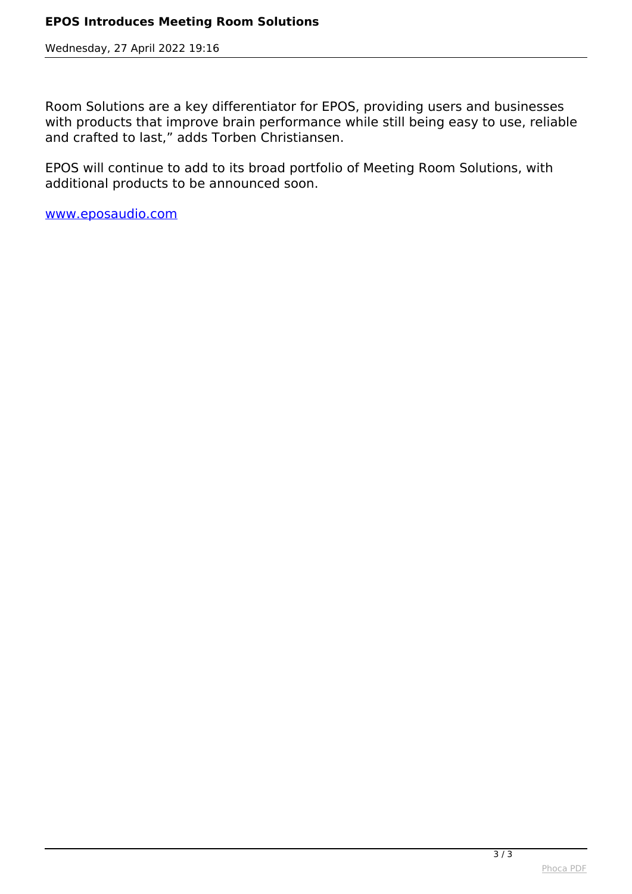Room Solutions are a key differentiator for EPOS, providing users and businesses with products that improve brain performance while still being easy to use, reliable and crafted to last," adds Torben Christiansen.

EPOS will continue to add to its broad portfolio of Meeting Room Solutions, with additional products to be announced soon.

www.eposaudio.com